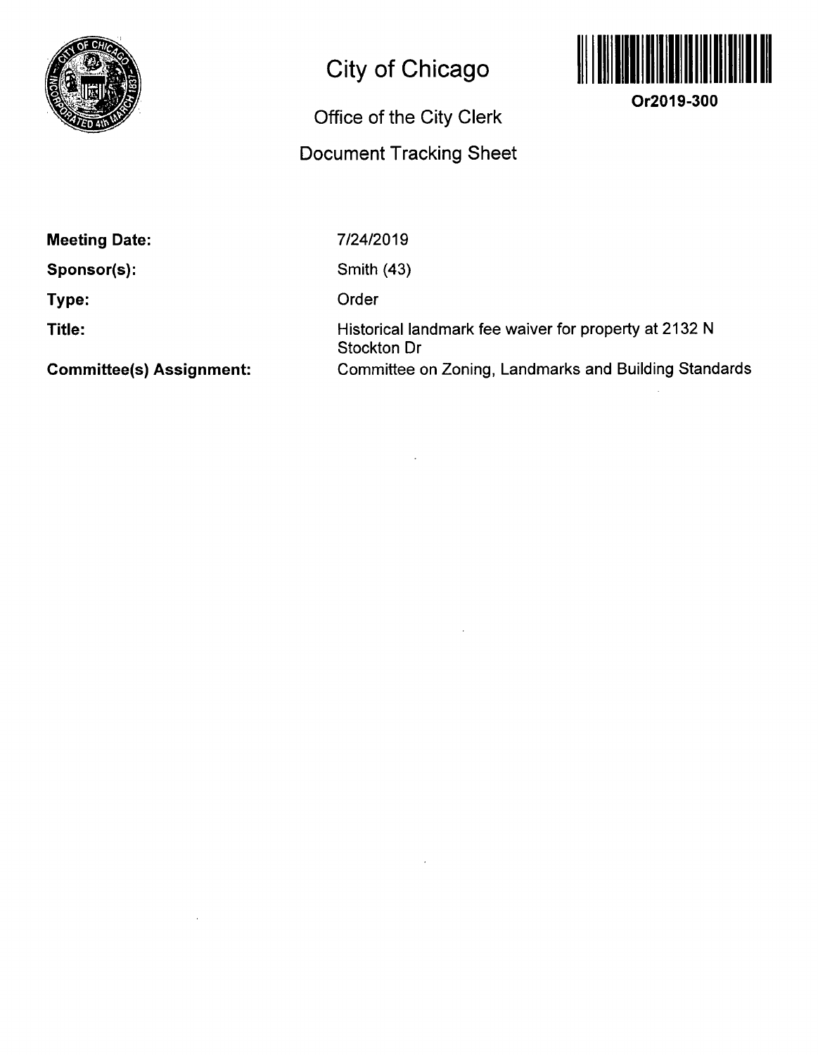# City of Chicago

## Office of the City Clerk

## Document Tracking Sheet

**Or2019-300**

**Meeting Date:** 7/24/2019

**Sponsor(s):** Smith (43)

**Type:** Order

**Title:** Historical landmark fee waiver for property at 2132 N Stockton Dr

**Committee(s) Assignment:** Committee on Zoning, Landmarks and Building Standards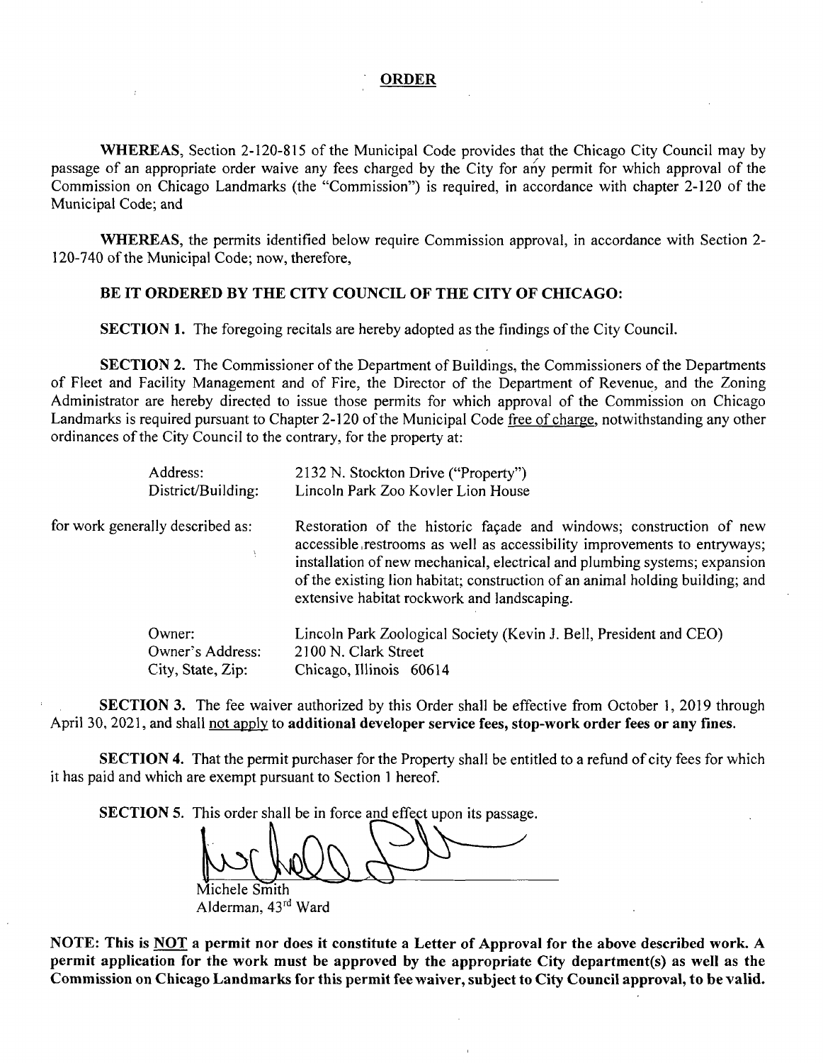# ORDER

**WHEREAS**, Section 2-120-815 of the Municipal Code provides that the Chicago City Council may by passage of an appropriate order waive any fees charged by the City for any permit for which approval of the Commission on Chicago Landmarks (the "Commission") is required, in accordance with chapter 2-120 of the Municipal Code; and

**WHEREAS**, the permits identified below require Commission approval, in accordance with Section 2-120-740 of the Municipal Code; now, therefore,

**BE IT ORDERED BY THE CITY COUNCIL OF THE CITY OF CHICAGO:**

**SECTION 1.** The foregoing recitals are hereby adopted as the findings of the City Council.

**SECTION 2.** The Commissioner of the Department of Buildings, the Commissioners of the Departments of Fleet and Facility Management and of Fire, the Director of the Department of Revenue, and the Zoning Administrator are hereby directed to issue those permits for which approval of the Commission on Chicago Landmarks is required pursuant to Chapter 2-120 of the Municipal Code free of charge, notwithstanding any other ordinances of the City Council to the contrary, for the property at:

| | |
|---|---|
| Address: | 2132 N. Stockton Drive ("Property") |
| District/Building: | Lincoln Park Zoo Kovler Lion House |
| for work generally described as: | Restoration of the historic façade and windows; construction of new accessible restrooms as well as accessibility improvements to entryways; installation of new mechanical, electrical and plumbing systems; expansion of the existing lion habitat; construction of an animal holding building; and extensive habitat rockwork and landscaping. |
| Owner: | Lincoln Park Zoological Society (Kevin J. Bell, President and CEO) |
| Owner's Address: | 2100 N. Clark Street |
| City, State, Zip: | Chicago, Illinois 60614 |

**SECTION 3.** The fee waiver authorized by this Order shall be effective from October 1, 2019 through April 30, 2021, and shall not apply to **additional developer service fees, stop-work order fees or any fines.**

**SECTION 4.** That the permit purchaser for the Property shall be entitled to a refund of city fees for which it has paid and which are exempt pursuant to Section 1 hereof.

**SECTION 5.** This order shall be in force and effect upon its passage.

Michele Smith
Alderman, 43rd Ward

**NOTE: This is NOT a permit nor does it constitute a Letter of Approval for the above described work. A permit application for the work must be approved by the appropriate City department(s) as well as the Commission on Chicago Landmarks for this permit fee waiver, subject to City Council approval, to be valid.**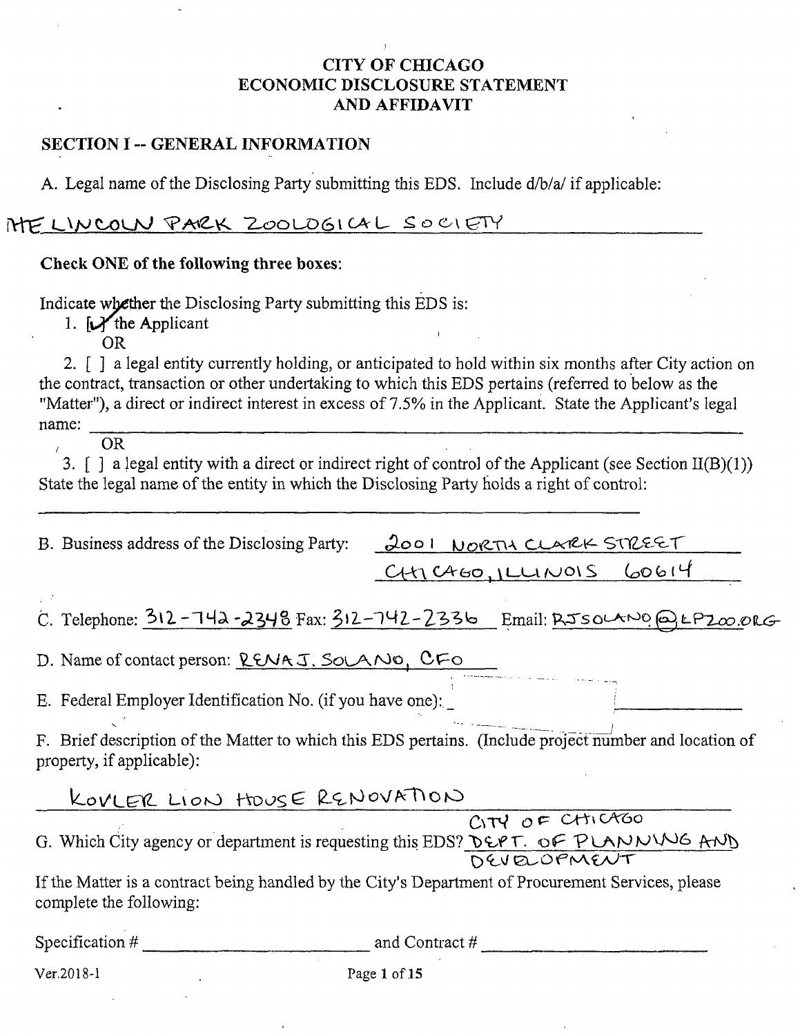# CITY OF CHICAGO
# ECONOMIC DISCLOSURE STATEMENT
# AND AFFIDAVIT

## SECTION I -- GENERAL INFORMATION

A. Legal name of the Disclosing Party submitting this EDS. Include d/b/a/ if applicable:

THE LINCOLN PARK ZOOLOGICAL SOCIETY

**Check ONE of the following three boxes:**

Indicate whether the Disclosing Party submitting this EDS is:

1. [✓] the Applicant

 OR

2. [ ] a legal entity currently holding, or anticipated to hold within six months after City action on the contract, transaction or other undertaking to which this EDS pertains (referred to below as the "Matter"), a direct or indirect interest in excess of 7.5% in the Applicant. State the Applicant's legal name: ______

 OR

3. [ ] a legal entity with a direct or indirect right of control of the Applicant (see Section II(B)(1)) State the legal name of the entity in which the Disclosing Party holds a right of control:

______

B. Business address of the Disclosing Party: 2001 NORTH CLARK STREET
CHICAGO, ILLINOIS 60614

C. Telephone: 312-742-2348 Fax: 312-742-2336 Email: RJSOLANO@LPZOO.ORG

D. Name of contact person: RENA J. SOLANO, CFO

E. Federal Employer Identification No. (if you have one): ______

F. Brief description of the Matter to which this EDS pertains. (Include project number and location of property, if applicable):

KOVLER LION HOUSE RENOVATION

G. Which City agency or department is requesting this EDS? CITY OF CHICAGO DEPT. OF PLANNING AND DEVELOPMENT

If the Matter is a contract being handled by the City's Department of Procurement Services, please complete the following:

Specification # ______ and Contract # ______

Ver.2018-1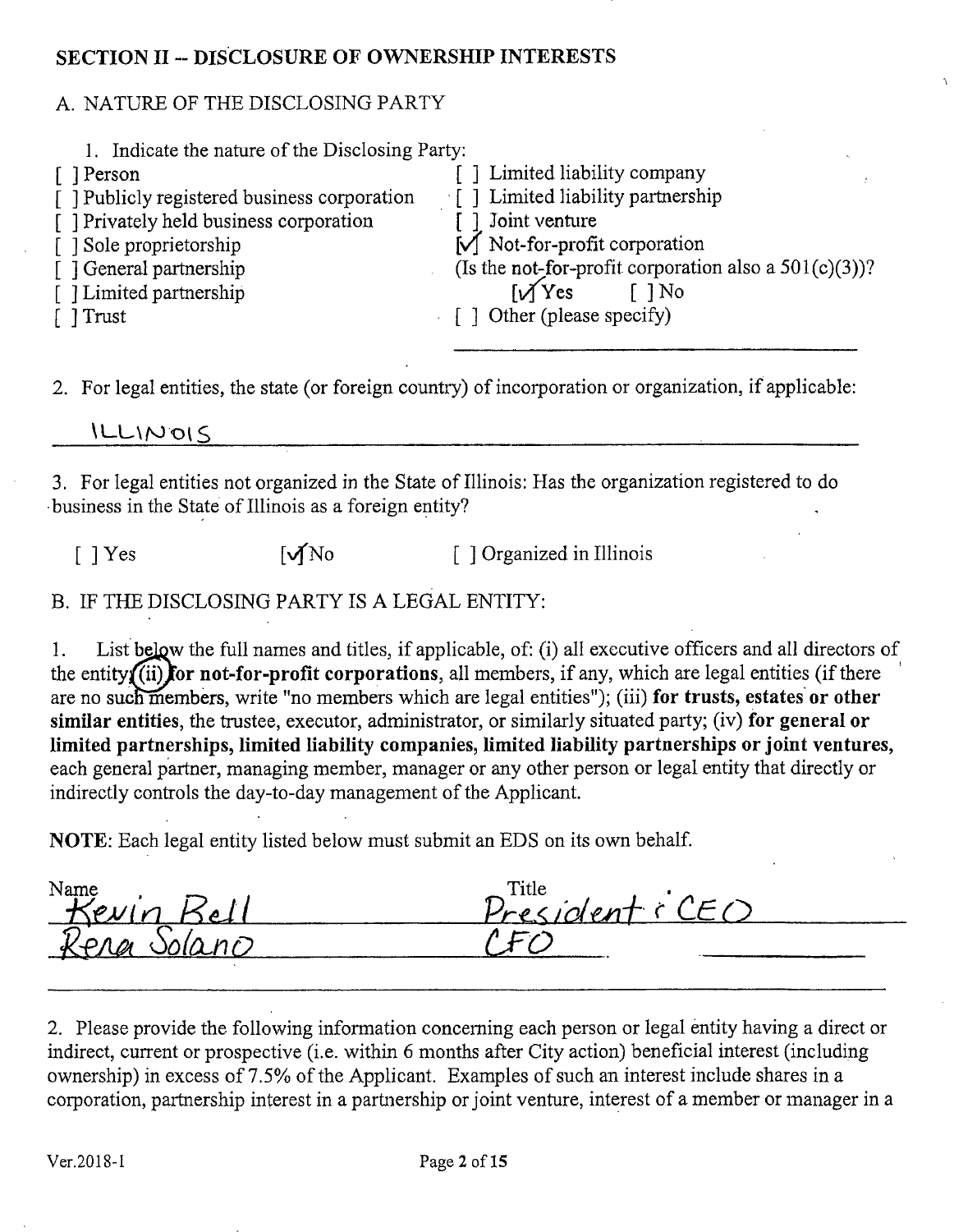## SECTION II -- DISCLOSURE OF OWNERSHIP INTERESTS

### A. NATURE OF THE DISCLOSING PARTY

1. Indicate the nature of the Disclosing Party:

[ ] Person
[ ] Publicly registered business corporation
[ ] Privately held business corporation
[ ] Sole proprietorship
[ ] General partnership
[ ] Limited partnership
[ ] Trust
[ ] Limited liability company
[ ] Limited liability partnership
[ ] Joint venture
[✓] Not-for-profit corporation
(Is the not-for-profit corporation also a 501(c)(3))?
[✓] Yes [ ] No
[ ] Other (please specify)

2. For legal entities, the state (or foreign country) of incorporation or organization, if applicable:

ILLINOIS

3. For legal entities not organized in the State of Illinois: Has the organization registered to do business in the State of Illinois as a foreign entity?

[ ] Yes [✓] No [ ] Organized in Illinois

### B. IF THE DISCLOSING PARTY IS A LEGAL ENTITY:

1. List below the full names and titles, if applicable, of: (i) all executive officers and all directors of the entity; (ii) **for not-for-profit corporations**, all members, if any, which are legal entities (if there are no such members, write "no members which are legal entities"); (iii) **for trusts, estates or other similar entities**, the trustee, executor, administrator, or similarly situated party; (iv) **for general or limited partnerships, limited liability companies, limited liability partnerships or joint ventures**, each general partner, managing member, manager or any other person or legal entity that directly or indirectly controls the day-to-day management of the Applicant.

**NOTE**: Each legal entity listed below must submit an EDS on its own behalf.

| Name | Title |
|---|---|
| Kevin Bell | President & CEO |
| Rena Solano | CFO |

2. Please provide the following information concerning each person or legal entity having a direct or indirect, current or prospective (i.e. within 6 months after City action) beneficial interest (including ownership) in excess of 7.5% of the Applicant. Examples of such an interest include shares in a corporation, partnership interest in a partnership or joint venture, interest of a member or manager in a

Ver.2018-1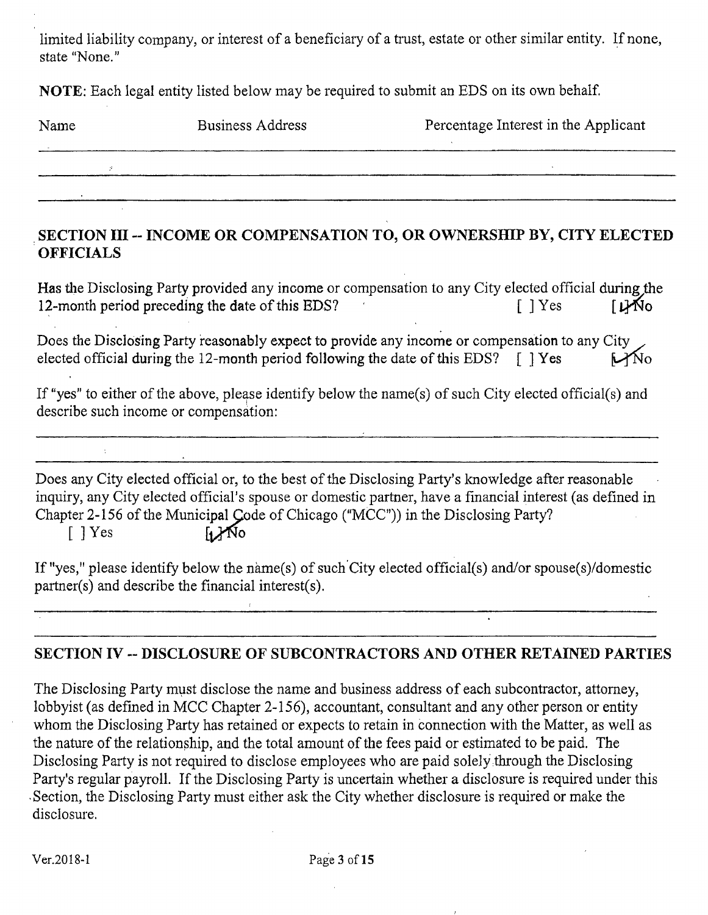limited liability company, or interest of a beneficiary of a trust, estate or other similar entity. If none, state "None."

**NOTE**: Each legal entity listed below may be required to submit an EDS on its own behalf.

| Name | Business Address | Percentage Interest in the Applicant |
|---|---|---|
| | | |
| | | |

## SECTION III -- INCOME OR COMPENSATION TO, OR OWNERSHIP BY, CITY ELECTED OFFICIALS

Has the Disclosing Party provided any income or compensation to any City elected official during the 12-month period preceding the date of this EDS? [ ] Yes [X] No

Does the Disclosing Party reasonably expect to provide any income or compensation to any City elected official during the 12-month period following the date of this EDS? [ ] Yes [X] No

If "yes" to either of the above, please identify below the name(s) of such City elected official(s) and describe such income or compensation:

Does any City elected official or, to the best of the Disclosing Party's knowledge after reasonable inquiry, any City elected official's spouse or domestic partner, have a financial interest (as defined in Chapter 2-156 of the Municipal Code of Chicago ("MCC")) in the Disclosing Party?

[ ] Yes [X] No

If "yes," please identify below the name(s) of such City elected official(s) and/or spouse(s)/domestic partner(s) and describe the financial interest(s).

## SECTION IV -- DISCLOSURE OF SUBCONTRACTORS AND OTHER RETAINED PARTIES

The Disclosing Party must disclose the name and business address of each subcontractor, attorney, lobbyist (as defined in MCC Chapter 2-156), accountant, consultant and any other person or entity whom the Disclosing Party has retained or expects to retain in connection with the Matter, as well as the nature of the relationship, and the total amount of the fees paid or estimated to be paid. The Disclosing Party is not required to disclose employees who are paid solely through the Disclosing Party's regular payroll. If the Disclosing Party is uncertain whether a disclosure is required under this Section, the Disclosing Party must either ask the City whether disclosure is required or make the disclosure.

Ver.2018-1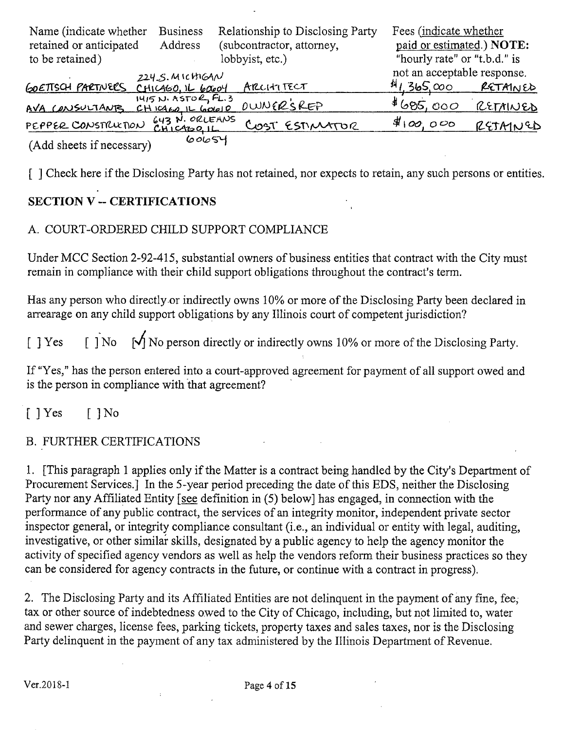| Name (indicate whether retained or anticipated to be retained) | Business Address | Relationship to Disclosing Party (subcontractor, attorney, lobbyist, etc.) | Fees (indicate whether paid or estimated.) NOTE: "hourly rate" or "t.b.d." is not an acceptable response. | |
|---|---|---|---|---|
| GOETTSCH PARTNERS | 224 S. MICHIGAN CHICAGO, IL 60604 | ARCHITECT | $1,365,000 | RETAINED |
| AVA CONSULTANTS | 1415 N. ASTOR, FL. 3 CHICAGO, IL 60610 | OWNER'S REP | $685,000 | RETAINED |
| PEPPER CONSTRUCTION | 643 N. ORLEANS CHICAGO, IL 60654 | COST ESTIMATOR | $100,000 | RETAINED |

(Add sheets if necessary)

[ ] Check here if the Disclosing Party has not retained, nor expects to retain, any such persons or entities.

## SECTION V -- CERTIFICATIONS

### A. COURT-ORDERED CHILD SUPPORT COMPLIANCE

Under MCC Section 2-92-415, substantial owners of business entities that contract with the City must remain in compliance with their child support obligations throughout the contract's term.

Has any person who directly or indirectly owns 10% or more of the Disclosing Party been declared in arrearage on any child support obligations by any Illinois court of competent jurisdiction?

[ ] Yes [ ] No [✓] No person directly or indirectly owns 10% or more of the Disclosing Party.

If "Yes," has the person entered into a court-approved agreement for payment of all support owed and is the person in compliance with that agreement?

[ ] Yes [ ] No

### B. FURTHER CERTIFICATIONS

1. [This paragraph 1 applies only if the Matter is a contract being handled by the City's Department of Procurement Services.] In the 5-year period preceding the date of this EDS, neither the Disclosing Party nor any Affiliated Entity [see definition in (5) below] has engaged, in connection with the performance of any public contract, the services of an integrity monitor, independent private sector inspector general, or integrity compliance consultant (i.e., an individual or entity with legal, auditing, investigative, or other similar skills, designated by a public agency to help the agency monitor the activity of specified agency vendors as well as help the vendors reform their business practices so they can be considered for agency contracts in the future, or continue with a contract in progress).

2. The Disclosing Party and its Affiliated Entities are not delinquent in the payment of any fine, fee, tax or other source of indebtedness owed to the City of Chicago, including, but not limited to, water and sewer charges, license fees, parking tickets, property taxes and sales taxes, nor is the Disclosing Party delinquent in the payment of any tax administered by the Illinois Department of Revenue.

Ver.2018-1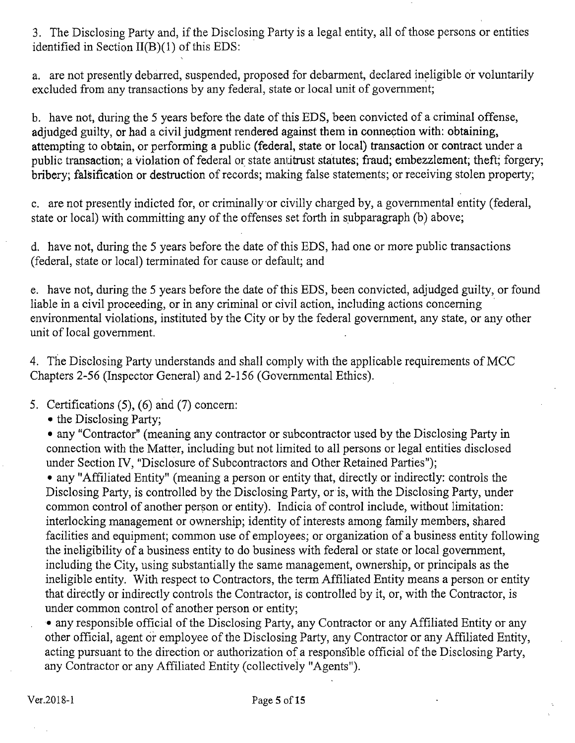3. The Disclosing Party and, if the Disclosing Party is a legal entity, all of those persons or entities identified in Section II(B)(1) of this EDS:

a. are not presently debarred, suspended, proposed for debarment, declared ineligible or voluntarily excluded from any transactions by any federal, state or local unit of government;

b. have not, during the 5 years before the date of this EDS, been convicted of a criminal offense, adjudged guilty, or had a civil judgment rendered against them in connection with: obtaining, attempting to obtain, or performing a public (federal, state or local) transaction or contract under a public transaction; a violation of federal or state antitrust statutes; fraud; embezzlement; theft; forgery; bribery; falsification or destruction of records; making false statements; or receiving stolen property;

c. are not presently indicted for, or criminally or civilly charged by, a governmental entity (federal, state or local) with committing any of the offenses set forth in subparagraph (b) above;

d. have not, during the 5 years before the date of this EDS, had one or more public transactions (federal, state or local) terminated for cause or default; and

e. have not, during the 5 years before the date of this EDS, been convicted, adjudged guilty, or found liable in a civil proceeding, or in any criminal or civil action, including actions concerning environmental violations, instituted by the City or by the federal government, any state, or any other unit of local government.

4. The Disclosing Party understands and shall comply with the applicable requirements of MCC Chapters 2-56 (Inspector General) and 2-156 (Governmental Ethics).

5. Certifications (5), (6) and (7) concern:
- the Disclosing Party;
- any "Contractor" (meaning any contractor or subcontractor used by the Disclosing Party in connection with the Matter, including but not limited to all persons or legal entities disclosed under Section IV, "Disclosure of Subcontractors and Other Retained Parties");
- any "Affiliated Entity" (meaning a person or entity that, directly or indirectly: controls the Disclosing Party, is controlled by the Disclosing Party, or is, with the Disclosing Party, under common control of another person or entity). Indicia of control include, without limitation: interlocking management or ownership; identity of interests among family members, shared facilities and equipment; common use of employees; or organization of a business entity following the ineligibility of a business entity to do business with federal or state or local government, including the City, using substantially the same management, ownership, or principals as the ineligible entity. With respect to Contractors, the term Affiliated Entity means a person or entity that directly or indirectly controls the Contractor, is controlled by it, or, with the Contractor, is under common control of another person or entity;
- any responsible official of the Disclosing Party, any Contractor or any Affiliated Entity or any other official, agent or employee of the Disclosing Party, any Contractor or any Affiliated Entity, acting pursuant to the direction or authorization of a responsible official of the Disclosing Party, any Contractor or any Affiliated Entity (collectively "Agents").

Ver.2018-1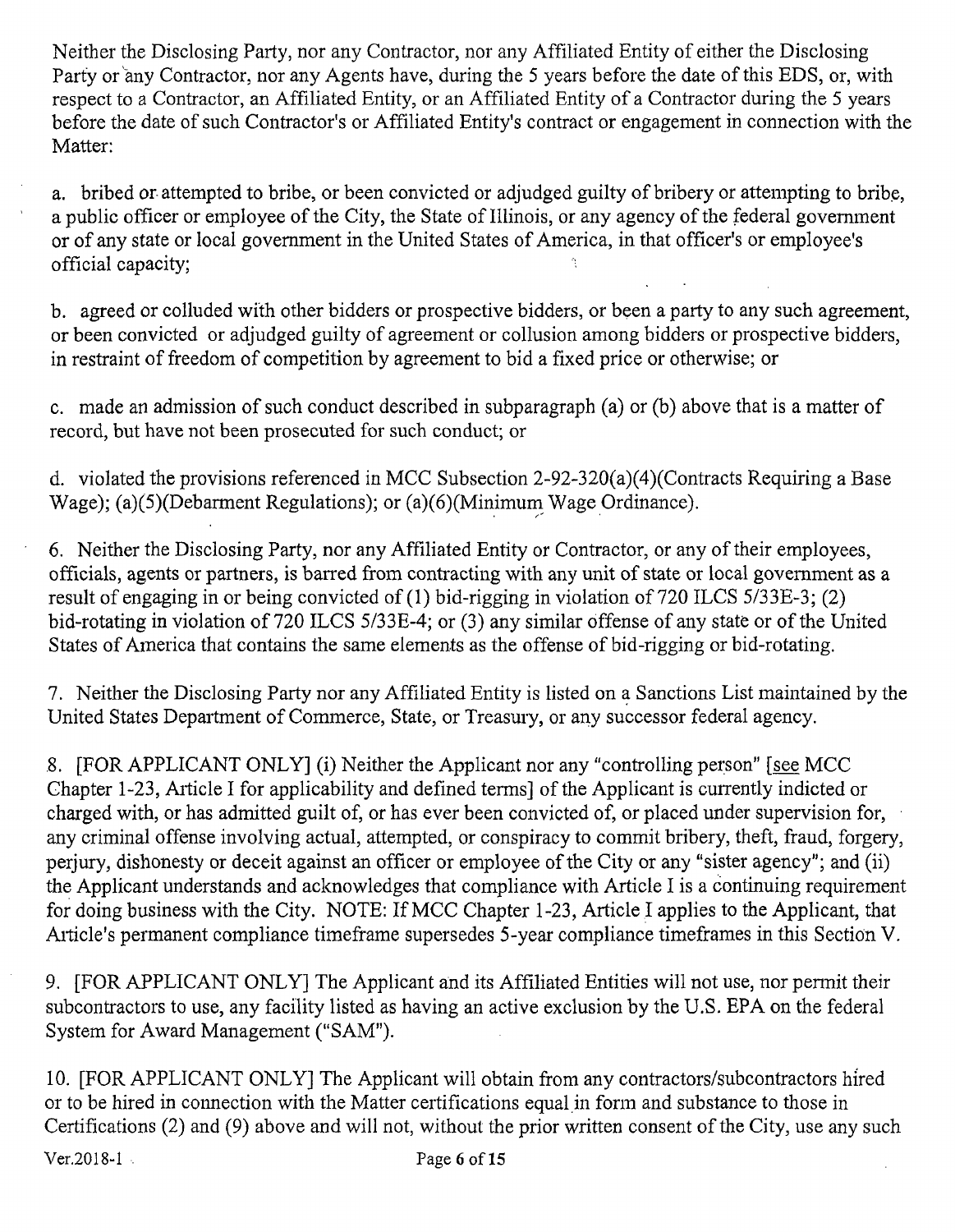Neither the Disclosing Party, nor any Contractor, nor any Affiliated Entity of either the Disclosing Party or any Contractor, nor any Agents have, during the 5 years before the date of this EDS, or, with respect to a Contractor, an Affiliated Entity, or an Affiliated Entity of a Contractor during the 5 years before the date of such Contractor's or Affiliated Entity's contract or engagement in connection with the Matter:

a. bribed or attempted to bribe, or been convicted or adjudged guilty of bribery or attempting to bribe, a public officer or employee of the City, the State of Illinois, or any agency of the federal government or of any state or local government in the United States of America, in that officer's or employee's official capacity;

b. agreed or colluded with other bidders or prospective bidders, or been a party to any such agreement, or been convicted or adjudged guilty of agreement or collusion among bidders or prospective bidders, in restraint of freedom of competition by agreement to bid a fixed price or otherwise; or

c. made an admission of such conduct described in subparagraph (a) or (b) above that is a matter of record, but have not been prosecuted for such conduct; or

d. violated the provisions referenced in MCC Subsection 2-92-320(a)(4)(Contracts Requiring a Base Wage); (a)(5)(Debarment Regulations); or (a)(6)(Minimum Wage Ordinance).

6. Neither the Disclosing Party, nor any Affiliated Entity or Contractor, or any of their employees, officials, agents or partners, is barred from contracting with any unit of state or local government as a result of engaging in or being convicted of (1) bid-rigging in violation of 720 ILCS 5/33E-3; (2) bid-rotating in violation of 720 ILCS 5/33E-4; or (3) any similar offense of any state or of the United States of America that contains the same elements as the offense of bid-rigging or bid-rotating.

7. Neither the Disclosing Party nor any Affiliated Entity is listed on a Sanctions List maintained by the United States Department of Commerce, State, or Treasury, or any successor federal agency.

8. [FOR APPLICANT ONLY] (i) Neither the Applicant nor any "controlling person" [see MCC Chapter 1-23, Article I for applicability and defined terms] of the Applicant is currently indicted or charged with, or has admitted guilt of, or has ever been convicted of, or placed under supervision for, any criminal offense involving actual, attempted, or conspiracy to commit bribery, theft, fraud, forgery, perjury, dishonesty or deceit against an officer or employee of the City or any "sister agency"; and (ii) the Applicant understands and acknowledges that compliance with Article I is a continuing requirement for doing business with the City. NOTE: If MCC Chapter 1-23, Article I applies to the Applicant, that Article's permanent compliance timeframe supersedes 5-year compliance timeframes in this Section V.

9. [FOR APPLICANT ONLY] The Applicant and its Affiliated Entities will not use, nor permit their subcontractors to use, any facility listed as having an active exclusion by the U.S. EPA on the federal System for Award Management ("SAM").

10. [FOR APPLICANT ONLY] The Applicant will obtain from any contractors/subcontractors hired or to be hired in connection with the Matter certifications equal in form and substance to those in Certifications (2) and (9) above and will not, without the prior written consent of the City, use any such

Ver.2018-1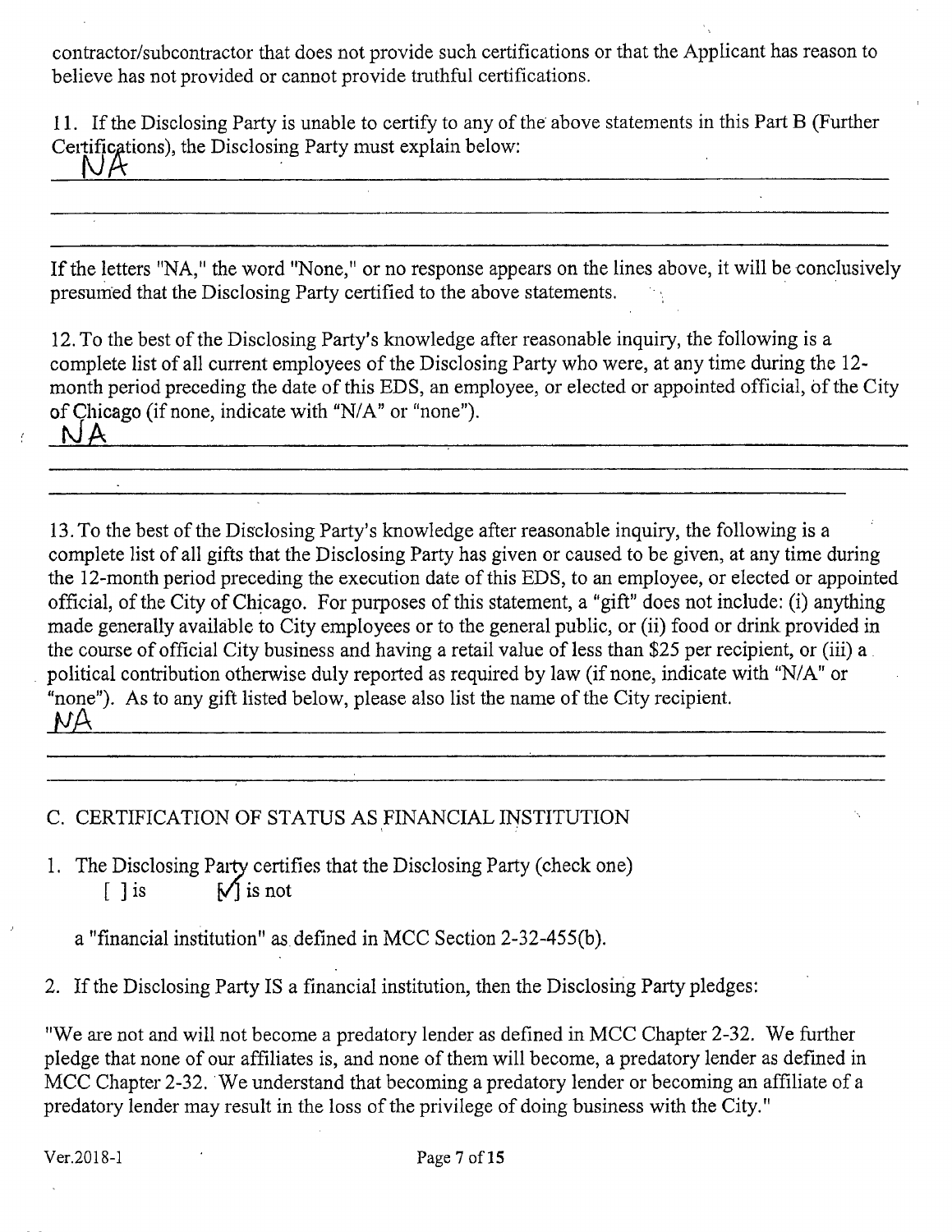contractor/subcontractor that does not provide such certifications or that the Applicant has reason to believe has not provided or cannot provide truthful certifications.

11. If the Disclosing Party is unable to certify to any of the above statements in this Part B (Further Certifications), the Disclosing Party must explain below:

NA

If the letters "NA," the word "None," or no response appears on the lines above, it will be conclusively presumed that the Disclosing Party certified to the above statements.

12. To the best of the Disclosing Party's knowledge after reasonable inquiry, the following is a complete list of all current employees of the Disclosing Party who were, at any time during the 12-month period preceding the date of this EDS, an employee, or elected or appointed official, of the City of Chicago (if none, indicate with "N/A" or "none").

NA

13. To the best of the Disclosing Party's knowledge after reasonable inquiry, the following is a complete list of all gifts that the Disclosing Party has given or caused to be given, at any time during the 12-month period preceding the execution date of this EDS, to an employee, or elected or appointed official, of the City of Chicago. For purposes of this statement, a "gift" does not include: (i) anything made generally available to City employees or to the general public, or (ii) food or drink provided in the course of official City business and having a retail value of less than $25 per recipient, or (iii) a political contribution otherwise duly reported as required by law (if none, indicate with "N/A" or "none"). As to any gift listed below, please also list the name of the City recipient.

NA

C. CERTIFICATION OF STATUS AS FINANCIAL INSTITUTION

1. The Disclosing Party certifies that the Disclosing Party (check one)
   [ ] is [✓] is not

   a "financial institution" as defined in MCC Section 2-32-455(b).

2. If the Disclosing Party IS a financial institution, then the Disclosing Party pledges:

"We are not and will not become a predatory lender as defined in MCC Chapter 2-32. We further pledge that none of our affiliates is, and none of them will become, a predatory lender as defined in MCC Chapter 2-32. We understand that becoming a predatory lender or becoming an affiliate of a predatory lender may result in the loss of the privilege of doing business with the City."

Ver.2018-1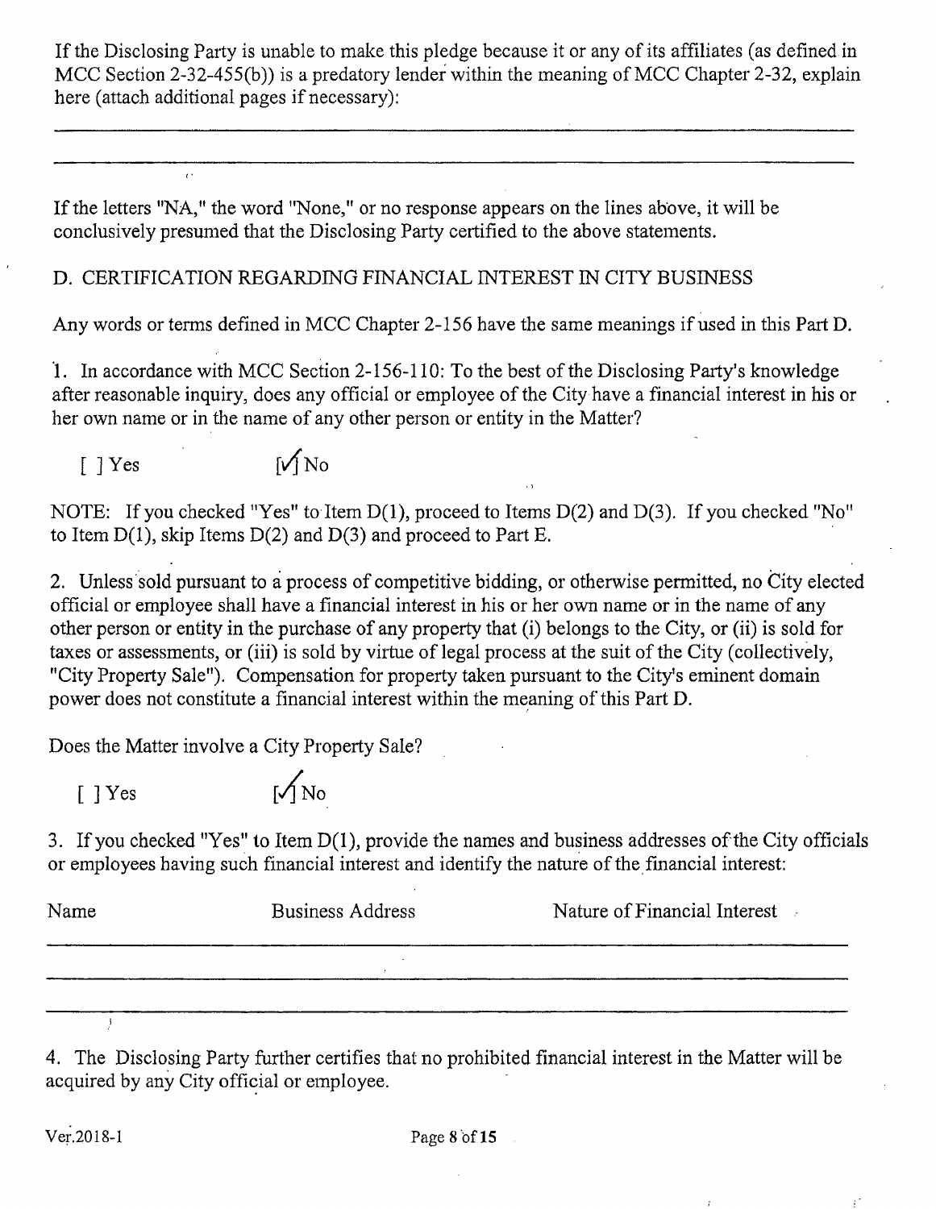If the Disclosing Party is unable to make this pledge because it or any of its affiliates (as defined in MCC Section 2-32-455(b)) is a predatory lender within the meaning of MCC Chapter 2-32, explain here (attach additional pages if necessary):

\_\_\_\_\_\_\_\_\_\_\_\_\_\_\_\_\_\_\_\_\_\_\_\_\_\_\_\_\_\_\_\_\_\_\_\_\_\_\_\_\_\_\_\_\_\_\_\_\_\_\_\_\_\_\_\_\_\_\_\_\_\_\_\_\_\_\_\_\_\_\_\_\_\_

\_\_\_\_\_\_\_\_\_\_\_\_\_\_\_\_\_\_\_\_\_\_\_\_\_\_\_\_\_\_\_\_\_\_\_\_\_\_\_\_\_\_\_\_\_\_\_\_\_\_\_\_\_\_\_\_\_\_\_\_\_\_\_\_\_\_\_\_\_\_\_\_\_\_

If the letters "NA," the word "None," or no response appears on the lines above, it will be conclusively presumed that the Disclosing Party certified to the above statements.

D. CERTIFICATION REGARDING FINANCIAL INTEREST IN CITY BUSINESS

Any words or terms defined in MCC Chapter 2-156 have the same meanings if used in this Part D.

1. In accordance with MCC Section 2-156-110: To the best of the Disclosing Party's knowledge after reasonable inquiry, does any official or employee of the City have a financial interest in his or her own name or in the name of any other person or entity in the Matter?

[ ] Yes [✓] No

NOTE: If you checked "Yes" to Item D(1), proceed to Items D(2) and D(3). If you checked "No" to Item D(1), skip Items D(2) and D(3) and proceed to Part E.

2. Unless sold pursuant to a process of competitive bidding, or otherwise permitted, no City elected official or employee shall have a financial interest in his or her own name or in the name of any other person or entity in the purchase of any property that (i) belongs to the City, or (ii) is sold for taxes or assessments, or (iii) is sold by virtue of legal process at the suit of the City (collectively, "City Property Sale"). Compensation for property taken pursuant to the City's eminent domain power does not constitute a financial interest within the meaning of this Part D.

Does the Matter involve a City Property Sale?

[ ] Yes [✓] No

3. If you checked "Yes" to Item D(1), provide the names and business addresses of the City officials or employees having such financial interest and identify the nature of the financial interest:

| Name | Business Address | Nature of Financial Interest |
|---|---|---|
| | | |
| | | |
| | | |

4. The Disclosing Party further certifies that no prohibited financial interest in the Matter will be acquired by any City official or employee.

Ver.2018-1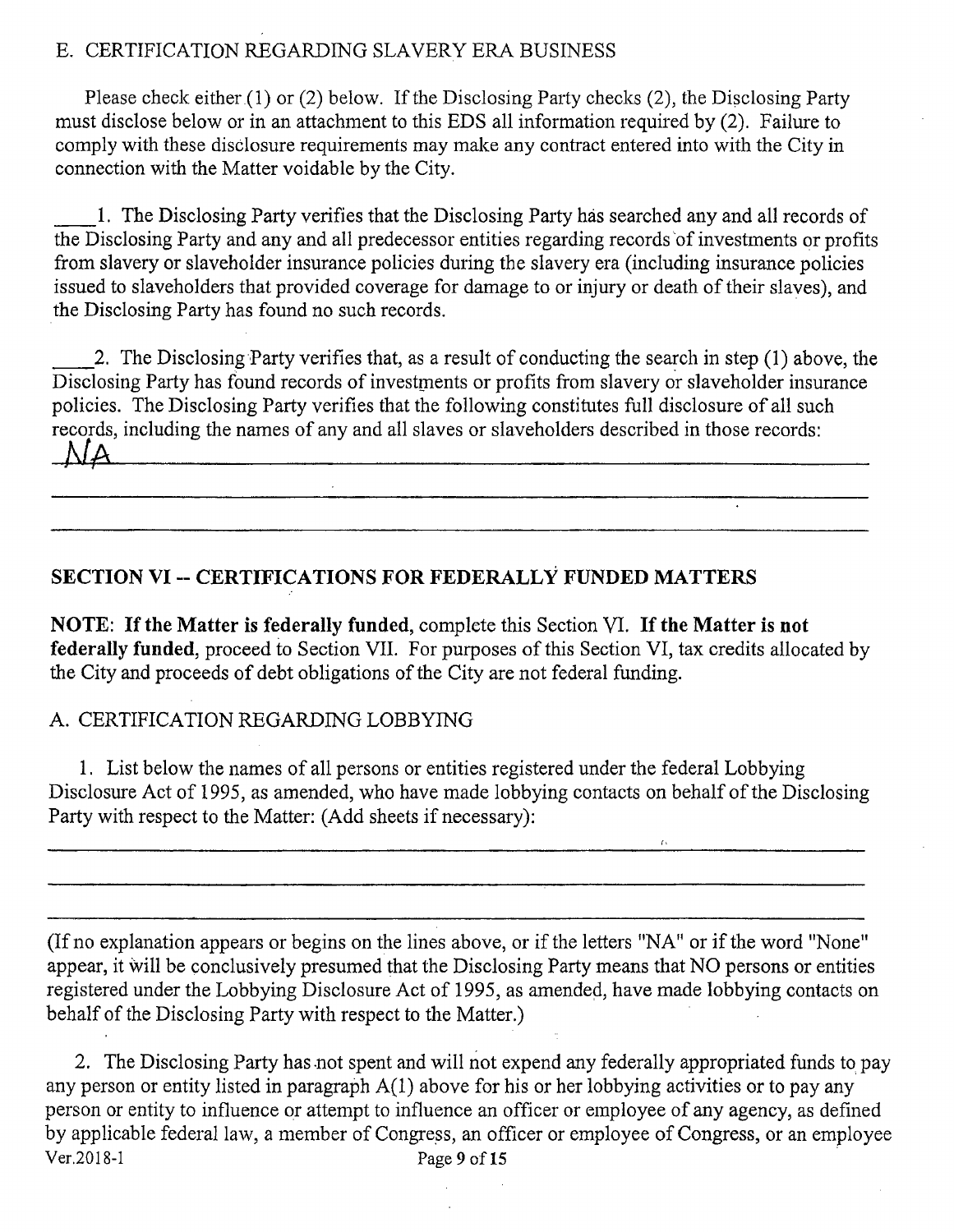## E. CERTIFICATION REGARDING SLAVERY ERA BUSINESS

Please check either (1) or (2) below. If the Disclosing Party checks (2), the Disclosing Party must disclose below or in an attachment to this EDS all information required by (2). Failure to comply with these disclosure requirements may make any contract entered into with the City in connection with the Matter voidable by the City.

____1. The Disclosing Party verifies that the Disclosing Party has searched any and all records of the Disclosing Party and any and all predecessor entities regarding records of investments or profits from slavery or slaveholder insurance policies during the slavery era (including insurance policies issued to slaveholders that provided coverage for damage to or injury or death of their slaves), and the Disclosing Party has found no such records.

____2. The Disclosing Party verifies that, as a result of conducting the search in step (1) above, the Disclosing Party has found records of investments or profits from slavery or slaveholder insurance policies. The Disclosing Party verifies that the following constitutes full disclosure of all such records, including the names of any and all slaves or slaveholders described in those records:

NA

## SECTION VI -- CERTIFICATIONS FOR FEDERALLY FUNDED MATTERS

**NOTE: If the Matter is federally funded,** complete this Section VI. **If the Matter is not federally funded,** proceed to Section VII. For purposes of this Section VI, tax credits allocated by the City and proceeds of debt obligations of the City are not federal funding.

## A. CERTIFICATION REGARDING LOBBYING

1. List below the names of all persons or entities registered under the federal Lobbying Disclosure Act of 1995, as amended, who have made lobbying contacts on behalf of the Disclosing Party with respect to the Matter: (Add sheets if necessary):

(If no explanation appears or begins on the lines above, or if the letters "NA" or if the word "None" appear, it will be conclusively presumed that the Disclosing Party means that NO persons or entities registered under the Lobbying Disclosure Act of 1995, as amended, have made lobbying contacts on behalf of the Disclosing Party with respect to the Matter.)

2. The Disclosing Party has not spent and will not expend any federally appropriated funds to pay any person or entity listed in paragraph A(1) above for his or her lobbying activities or to pay any person or entity to influence or attempt to influence an officer or employee of any agency, as defined by applicable federal law, a member of Congress, an officer or employee of Congress, or an employee

Ver.2018-1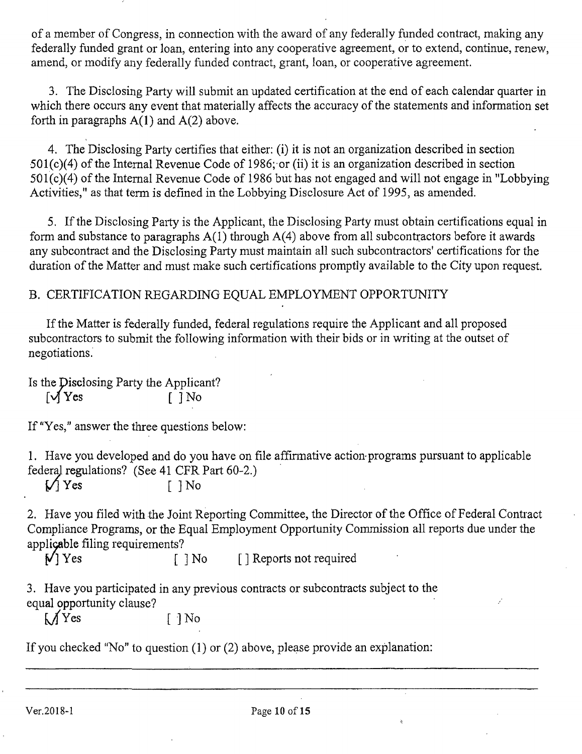of a member of Congress, in connection with the award of any federally funded contract, making any federally funded grant or loan, entering into any cooperative agreement, or to extend, continue, renew, amend, or modify any federally funded contract, grant, loan, or cooperative agreement.

3. The Disclosing Party will submit an updated certification at the end of each calendar quarter in which there occurs any event that materially affects the accuracy of the statements and information set forth in paragraphs A(1) and A(2) above.

4. The Disclosing Party certifies that either: (i) it is not an organization described in section 501(c)(4) of the Internal Revenue Code of 1986; or (ii) it is an organization described in section 501(c)(4) of the Internal Revenue Code of 1986 but has not engaged and will not engage in "Lobbying Activities," as that term is defined in the Lobbying Disclosure Act of 1995, as amended.

5. If the Disclosing Party is the Applicant, the Disclosing Party must obtain certifications equal in form and substance to paragraphs A(1) through A(4) above from all subcontractors before it awards any subcontract and the Disclosing Party must maintain all such subcontractors' certifications for the duration of the Matter and must make such certifications promptly available to the City upon request.

B. CERTIFICATION REGARDING EQUAL EMPLOYMENT OPPORTUNITY

If the Matter is federally funded, federal regulations require the Applicant and all proposed subcontractors to submit the following information with their bids or in writing at the outset of negotiations.

Is the Disclosing Party the Applicant?
[✓] Yes [ ] No

If "Yes," answer the three questions below:

1. Have you developed and do you have on file affirmative action programs pursuant to applicable federal regulations? (See 41 CFR Part 60-2.)
[✓] Yes [ ] No

2. Have you filed with the Joint Reporting Committee, the Director of the Office of Federal Contract Compliance Programs, or the Equal Employment Opportunity Commission all reports due under the applicable filing requirements?
[✓] Yes [ ] No [ ] Reports not required

3. Have you participated in any previous contracts or subcontracts subject to the equal opportunity clause?
[✓] Yes [ ] No

If you checked "No" to question (1) or (2) above, please provide an explanation:

Ver.2018-1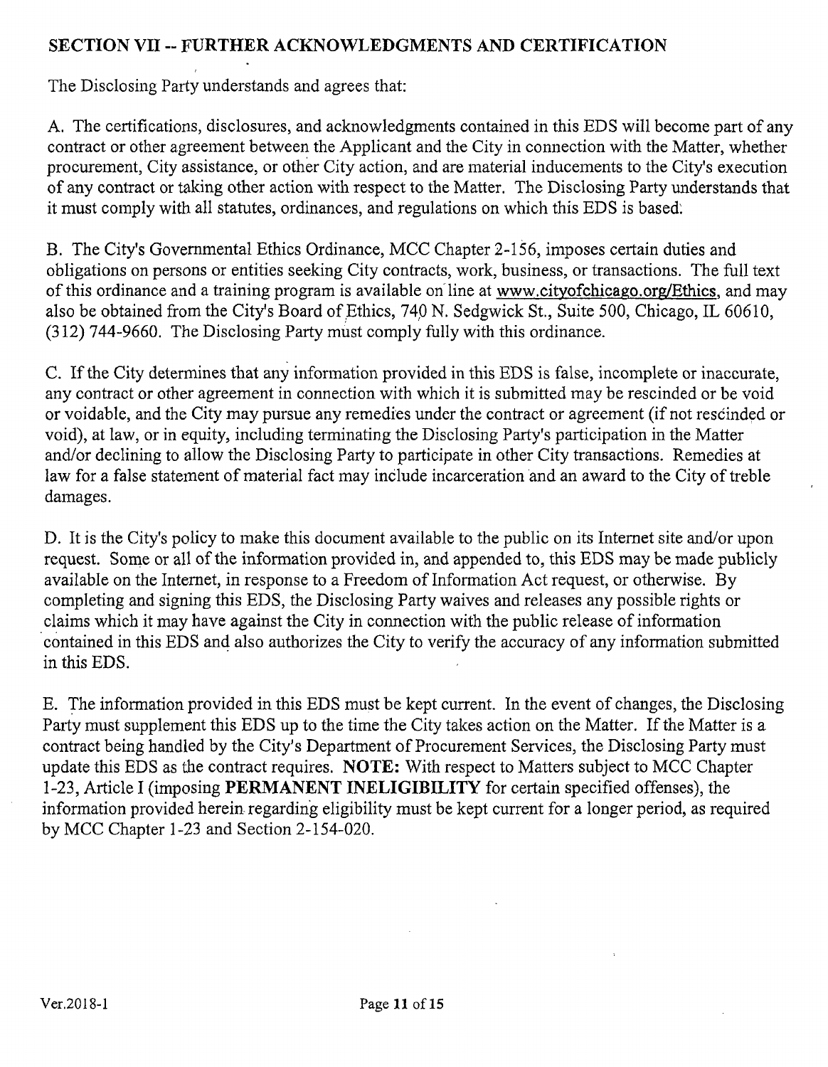## SECTION VII -- FURTHER ACKNOWLEDGMENTS AND CERTIFICATION

The Disclosing Party understands and agrees that:

A. The certifications, disclosures, and acknowledgments contained in this EDS will become part of any contract or other agreement between the Applicant and the City in connection with the Matter, whether procurement, City assistance, or other City action, and are material inducements to the City's execution of any contract or taking other action with respect to the Matter. The Disclosing Party understands that it must comply with all statutes, ordinances, and regulations on which this EDS is based.

B. The City's Governmental Ethics Ordinance, MCC Chapter 2-156, imposes certain duties and obligations on persons or entities seeking City contracts, work, business, or transactions. The full text of this ordinance and a training program is available on line at www.cityofchicago.org/Ethics, and may also be obtained from the City's Board of Ethics, 740 N. Sedgwick St., Suite 500, Chicago, IL 60610, (312) 744-9660. The Disclosing Party must comply fully with this ordinance.

C. If the City determines that any information provided in this EDS is false, incomplete or inaccurate, any contract or other agreement in connection with which it is submitted may be rescinded or be void or voidable, and the City may pursue any remedies under the contract or agreement (if not rescinded or void), at law, or in equity, including terminating the Disclosing Party's participation in the Matter and/or declining to allow the Disclosing Party to participate in other City transactions. Remedies at law for a false statement of material fact may include incarceration and an award to the City of treble damages.

D. It is the City's policy to make this document available to the public on its Internet site and/or upon request. Some or all of the information provided in, and appended to, this EDS may be made publicly available on the Internet, in response to a Freedom of Information Act request, or otherwise. By completing and signing this EDS, the Disclosing Party waives and releases any possible rights or claims which it may have against the City in connection with the public release of information contained in this EDS and also authorizes the City to verify the accuracy of any information submitted in this EDS.

E. The information provided in this EDS must be kept current. In the event of changes, the Disclosing Party must supplement this EDS up to the time the City takes action on the Matter. If the Matter is a contract being handled by the City's Department of Procurement Services, the Disclosing Party must update this EDS as the contract requires. **NOTE:** With respect to Matters subject to MCC Chapter 1-23, Article I (imposing **PERMANENT INELIGIBILITY** for certain specified offenses), the information provided herein regarding eligibility must be kept current for a longer period, as required by MCC Chapter 1-23 and Section 2-154-020.

Ver.2018-1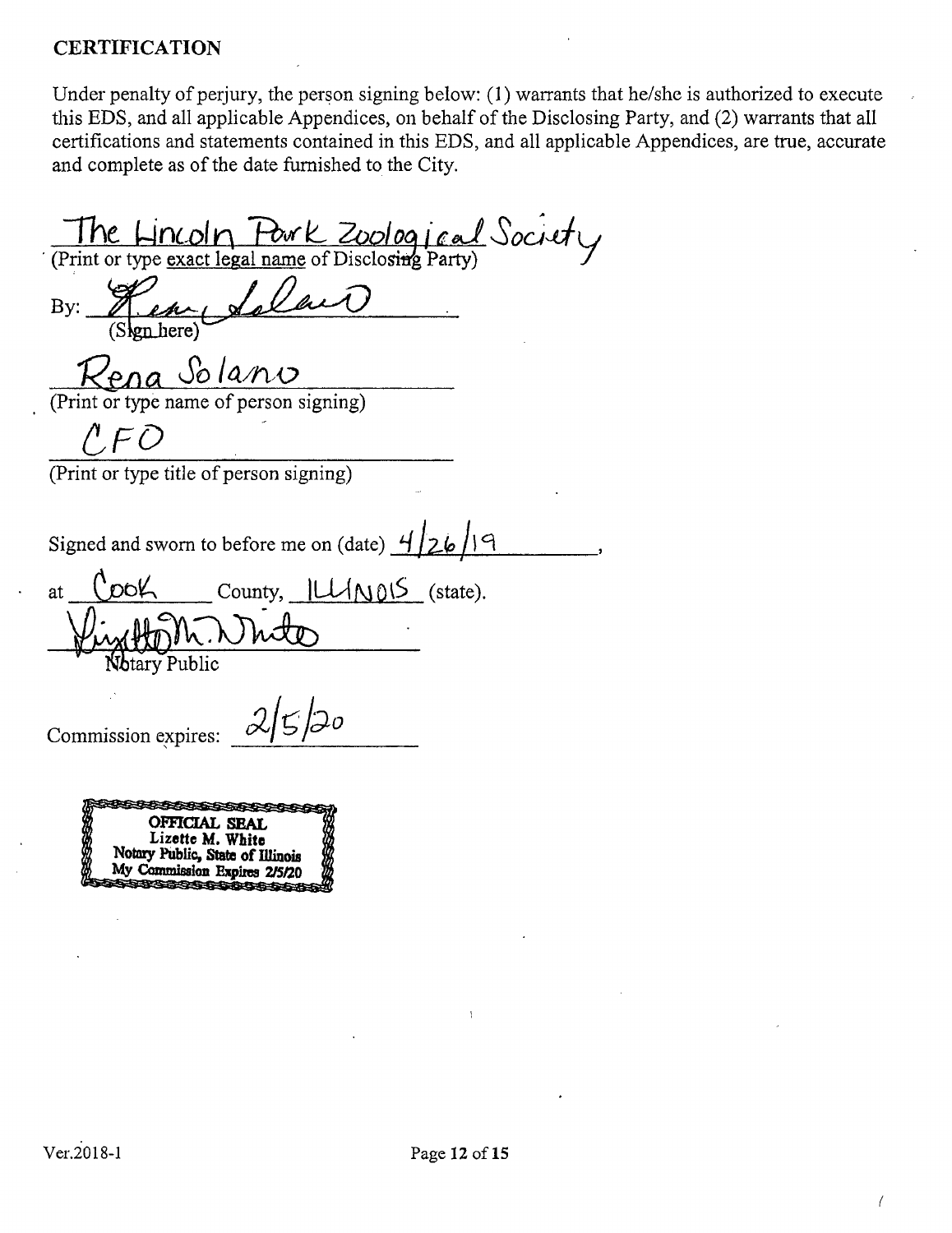## CERTIFICATION

Under penalty of perjury, the person signing below: (1) warrants that he/she is authorized to execute this EDS, and all applicable Appendices, on behalf of the Disclosing Party, and (2) warrants that all certifications and statements contained in this EDS, and all applicable Appendices, are true, accurate and complete as of the date furnished to the City.

The Lincoln Park Zoological Society
(Print or type exact legal name of Disclosing Party)

By: _______________
(Sign here)

Rena Solano
(Print or type name of person signing)

CFO
(Print or type title of person signing)

Signed and sworn to before me on (date) 4/26/19,

at Cook County, ILLINOIS (state).

_______________
Notary Public

Commission expires: 2/5/20

OFFICIAL SEAL
Lizette M. White
Notary Public, State of Illinois
My Commission Expires 2/5/20

Ver.2018-1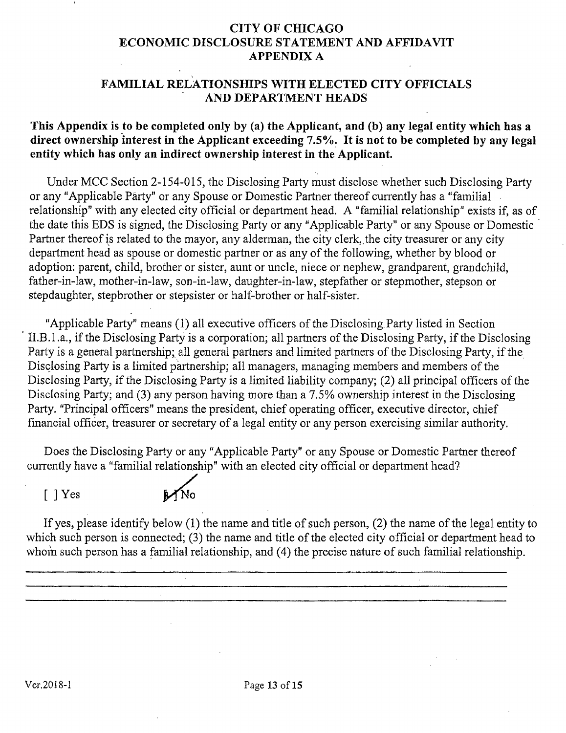# CITY OF CHICAGO
# ECONOMIC DISCLOSURE STATEMENT AND AFFIDAVIT
# APPENDIX A

## FAMILIAL RELATIONSHIPS WITH ELECTED CITY OFFICIALS AND DEPARTMENT HEADS

**This Appendix is to be completed only by (a) the Applicant, and (b) any legal entity which has a direct ownership interest in the Applicant exceeding 7.5%. It is not to be completed by any legal entity which has only an indirect ownership interest in the Applicant.**

Under MCC Section 2-154-015, the Disclosing Party must disclose whether such Disclosing Party or any "Applicable Party" or any Spouse or Domestic Partner thereof currently has a "familial relationship" with any elected city official or department head. A "familial relationship" exists if, as of the date this EDS is signed, the Disclosing Party or any "Applicable Party" or any Spouse or Domestic Partner thereof is related to the mayor, any alderman, the city clerk, the city treasurer or any city department head as spouse or domestic partner or as any of the following, whether by blood or adoption: parent, child, brother or sister, aunt or uncle, niece or nephew, grandparent, grandchild, father-in-law, mother-in-law, son-in-law, daughter-in-law, stepfather or stepmother, stepson or stepdaughter, stepbrother or stepsister or half-brother or half-sister.

"Applicable Party" means (1) all executive officers of the Disclosing Party listed in Section II.B.1.a., if the Disclosing Party is a corporation; all partners of the Disclosing Party, if the Disclosing Party is a general partnership; all general partners and limited partners of the Disclosing Party, if the Disclosing Party is a limited partnership; all managers, managing members and members of the Disclosing Party, if the Disclosing Party is a limited liability company; (2) all principal officers of the Disclosing Party; and (3) any person having more than a 7.5% ownership interest in the Disclosing Party. "Principal officers" means the president, chief operating officer, executive director, chief financial officer, treasurer or secretary of a legal entity or any person exercising similar authority.

Does the Disclosing Party or any "Applicable Party" or any Spouse or Domestic Partner thereof currently have a "familial relationship" with an elected city official or department head?

[ ] Yes [X] No

If yes, please identify below (1) the name and title of such person, (2) the name of the legal entity to which such person is connected; (3) the name and title of the elected city official or department head to whom such person has a familial relationship, and (4) the precise nature of such familial relationship.

\_\_\_\_\_\_\_\_\_\_\_\_\_\_\_\_\_\_\_\_\_\_\_\_\_\_\_\_\_\_\_\_\_\_\_\_\_\_\_\_\_\_\_\_\_\_\_\_\_\_\_\_\_\_\_\_\_\_\_\_\_\_\_\_\_\_\_\_\_\_\_\_

\_\_\_\_\_\_\_\_\_\_\_\_\_\_\_\_\_\_\_\_\_\_\_\_\_\_\_\_\_\_\_\_\_\_\_\_\_\_\_\_\_\_\_\_\_\_\_\_\_\_\_\_\_\_\_\_\_\_\_\_\_\_\_\_\_\_\_\_\_\_\_\_

\_\_\_\_\_\_\_\_\_\_\_\_\_\_\_\_\_\_\_\_\_\_\_\_\_\_\_\_\_\_\_\_\_\_\_\_\_\_\_\_\_\_\_\_\_\_\_\_\_\_\_\_\_\_\_\_\_\_\_\_\_\_\_\_\_\_\_\_\_\_\_\_

Ver.2018-1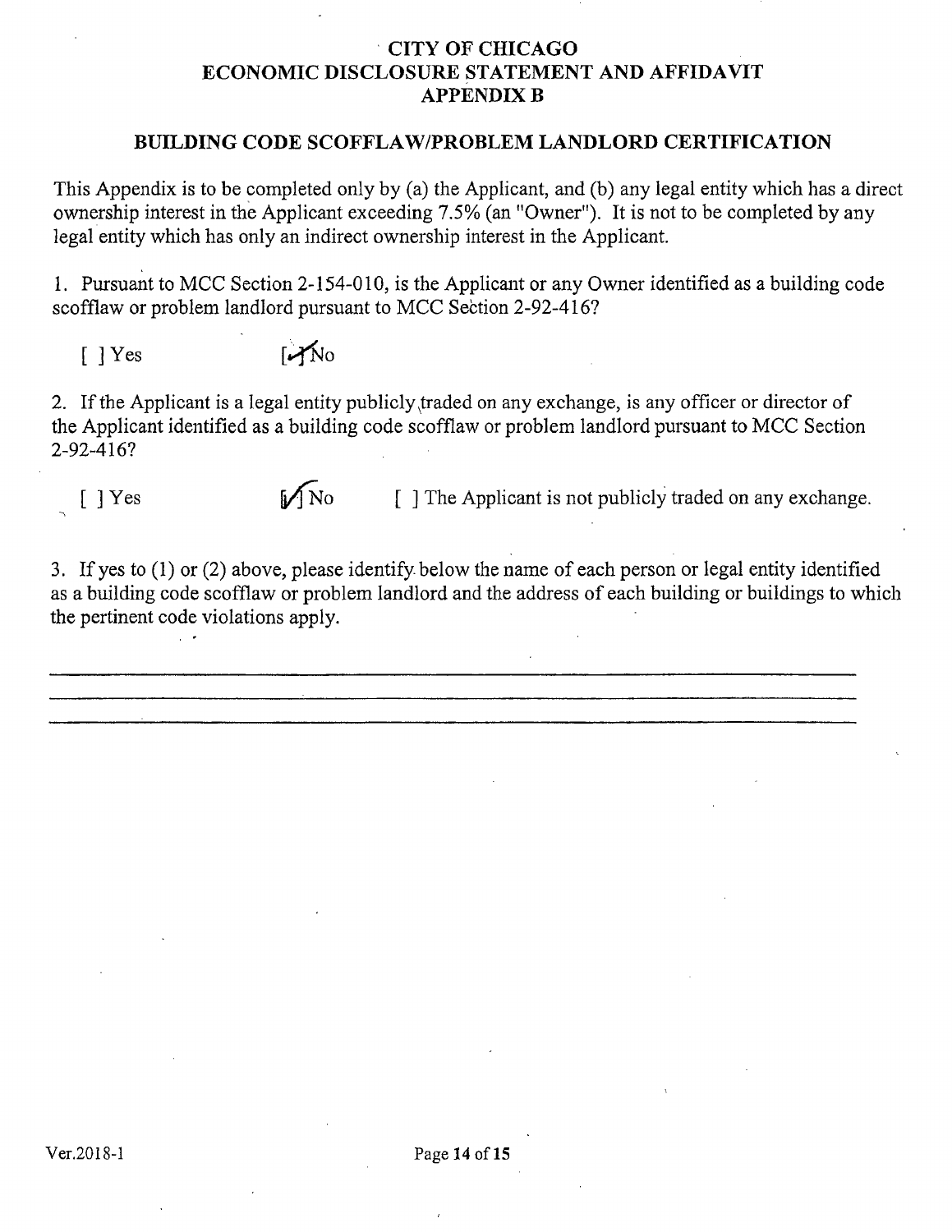# CITY OF CHICAGO
# ECONOMIC DISCLOSURE STATEMENT AND AFFIDAVIT
# APPENDIX B

## BUILDING CODE SCOFFLAW/PROBLEM LANDLORD CERTIFICATION

This Appendix is to be completed only by (a) the Applicant, and (b) any legal entity which has a direct ownership interest in the Applicant exceeding 7.5% (an "Owner"). It is not to be completed by any legal entity which has only an indirect ownership interest in the Applicant.

1. Pursuant to MCC Section 2-154-010, is the Applicant or any Owner identified as a building code scofflaw or problem landlord pursuant to MCC Section 2-92-416?

[ ] Yes [✓] No

2. If the Applicant is a legal entity publicly traded on any exchange, is any officer or director of the Applicant identified as a building code scofflaw or problem landlord pursuant to MCC Section 2-92-416?

[ ] Yes [✓] No [ ] The Applicant is not publicly traded on any exchange.

3. If yes to (1) or (2) above, please identify below the name of each person or legal entity identified as a building code scofflaw or problem landlord and the address of each building or buildings to which the pertinent code violations apply.

\_\_\_\_\_\_\_\_\_\_\_\_\_\_\_\_\_\_\_\_\_\_\_\_\_\_\_\_\_\_\_\_\_\_\_\_\_\_\_\_\_\_\_\_\_\_\_\_\_\_\_\_\_\_\_\_\_\_\_\_

\_\_\_\_\_\_\_\_\_\_\_\_\_\_\_\_\_\_\_\_\_\_\_\_\_\_\_\_\_\_\_\_\_\_\_\_\_\_\_\_\_\_\_\_\_\_\_\_\_\_\_\_\_\_\_\_\_\_\_\_

\_\_\_\_\_\_\_\_\_\_\_\_\_\_\_\_\_\_\_\_\_\_\_\_\_\_\_\_\_\_\_\_\_\_\_\_\_\_\_\_\_\_\_\_\_\_\_\_\_\_\_\_\_\_\_\_\_\_\_\_

Ver.2018-1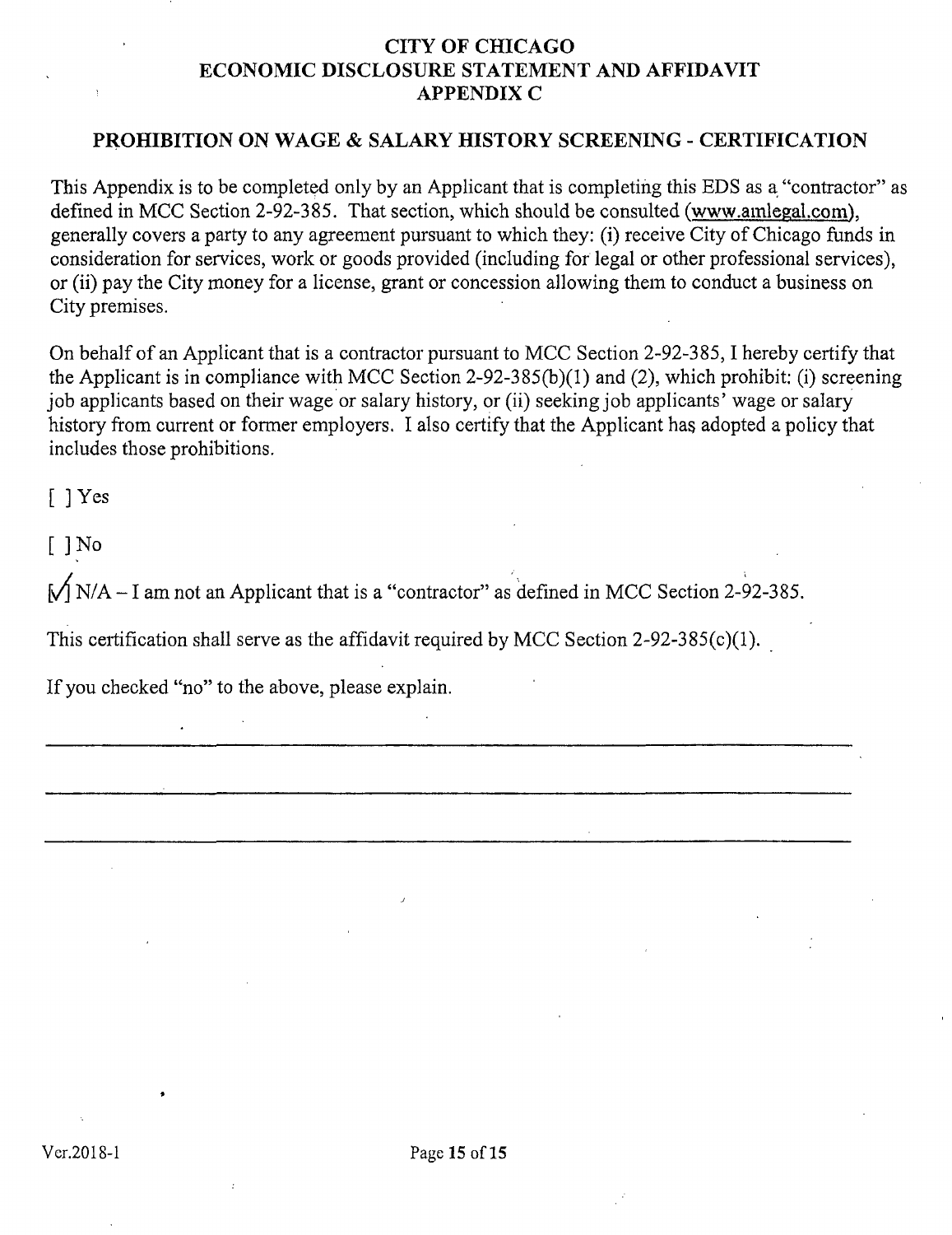# CITY OF CHICAGO
# ECONOMIC DISCLOSURE STATEMENT AND AFFIDAVIT
# APPENDIX C

## PROHIBITION ON WAGE & SALARY HISTORY SCREENING - CERTIFICATION

This Appendix is to be completed only by an Applicant that is completing this EDS as a "contractor" as defined in MCC Section 2-92-385. That section, which should be consulted (www.amlegal.com), generally covers a party to any agreement pursuant to which they: (i) receive City of Chicago funds in consideration for services, work or goods provided (including for legal or other professional services), or (ii) pay the City money for a license, grant or concession allowing them to conduct a business on City premises.

On behalf of an Applicant that is a contractor pursuant to MCC Section 2-92-385, I hereby certify that the Applicant is in compliance with MCC Section 2-92-385(b)(1) and (2), which prohibit: (i) screening job applicants based on their wage or salary history, or (ii) seeking job applicants' wage or salary history from current or former employers. I also certify that the Applicant has adopted a policy that includes those prohibitions.

[ ] Yes

[ ] No

[✓] N/A – I am not an Applicant that is a "contractor" as defined in MCC Section 2-92-385.

This certification shall serve as the affidavit required by MCC Section 2-92-385(c)(1).

If you checked "no" to the above, please explain.

\_\_\_\_\_\_\_\_\_\_\_\_\_\_\_\_\_\_\_\_\_\_\_\_\_\_\_\_\_\_\_\_\_\_\_\_\_\_\_\_\_\_\_\_\_\_\_\_\_\_\_\_\_\_\_\_\_\_\_\_\_\_\_\_\_\_

\_\_\_\_\_\_\_\_\_\_\_\_\_\_\_\_\_\_\_\_\_\_\_\_\_\_\_\_\_\_\_\_\_\_\_\_\_\_\_\_\_\_\_\_\_\_\_\_\_\_\_\_\_\_\_\_\_\_\_\_\_\_\_\_\_\_

\_\_\_\_\_\_\_\_\_\_\_\_\_\_\_\_\_\_\_\_\_\_\_\_\_\_\_\_\_\_\_\_\_\_\_\_\_\_\_\_\_\_\_\_\_\_\_\_\_\_\_\_\_\_\_\_\_\_\_\_\_\_\_\_\_\_

Ver.2018-1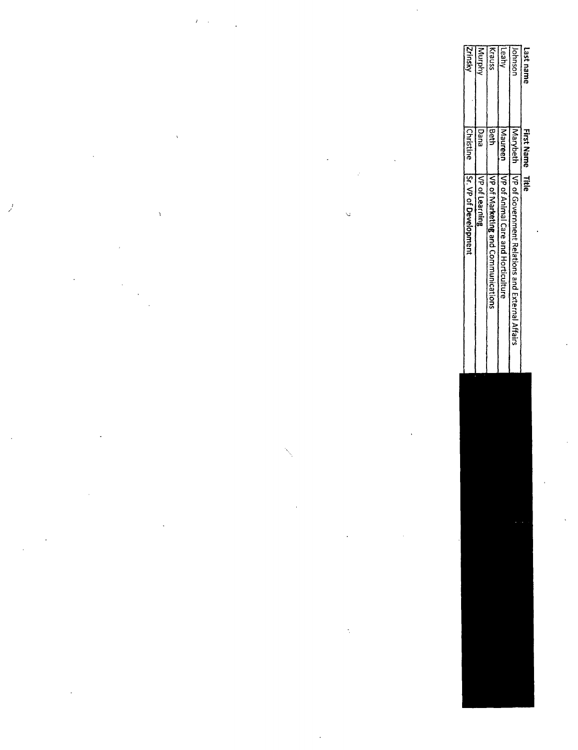| Last name | First Name | Title |
|---|---|---|
| Johnson | Marybeth | VP of Government Relations and External Affairs |
| Leahy | Maureen | VP of Animal Care and Horticulture |
| Krauss | Beth | VP of Marketing and Communications |
| Murphy | Dana | VP of Learning |
| Zrinsky | Christine | Sr. VP of Development |